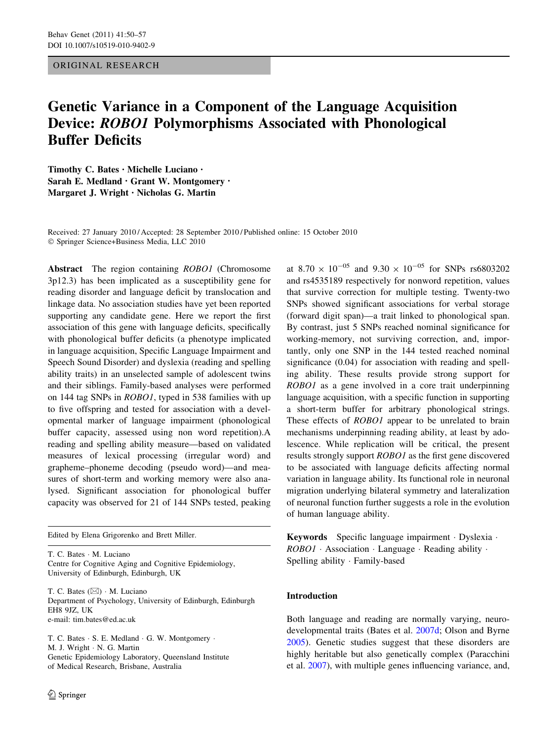ORIGINAL RESEARCH

# Genetic Variance in a Component of the Language Acquisition Device: *ROBO1* Polymorphisms Associated with Phonological Buffer Deficits

**Timothy C. Bates · Michelle Luciano · Sarah E. Medland · Grant W. Montgomery · Margaret J. Wright · Nicholas G. Martin**

Received: 27 January 2010 / Accepted: 28 September 2010 / Published online: 15 October 2010
© Springer Science+Business Media, LLC 2010

**Abstract** The region containing *ROBO1* (Chromosome 3p12.3) has been implicated as a susceptibility gene for reading disorder and language deficit by translocation and linkage data. No association studies have yet been reported supporting any candidate gene. Here we report the first association of this gene with language deficits, specifically with phonological buffer deficits (a phenotype implicated in language acquisition, Specific Language Impairment and Speech Sound Disorder) and dyslexia (reading and spelling ability traits) in an unselected sample of adolescent twins and their siblings. Family-based analyses were performed on 144 tag SNPs in *ROBO1*, typed in 538 families with up to five offspring and tested for association with a developmental marker of language impairment (phonological buffer capacity, assessed using non word repetition).A reading and spelling ability measure—based on validated measures of lexical processing (irregular word) and grapheme–phoneme decoding (pseudo word)—and measures of short-term and working memory were also analysed. Significant association for phonological buffer capacity was observed for 21 of 144 SNPs tested, peaking at $8.70 \times 10^{-05}$ and $9.30 \times 10^{-05}$ for SNPs rs6803202 and rs4535189 respectively for nonword repetition, values that survive correction for multiple testing. Twenty-two SNPs showed significant associations for verbal storage (forward digit span)—a trait linked to phonological span. By contrast, just 5 SNPs reached nominal significance for working-memory, not surviving correction, and, importantly, only one SNP in the 144 tested reached nominal significance (0.04) for association with reading and spelling ability. These results provide strong support for *ROBO1* as a gene involved in a core trait underpinning language acquisition, with a specific function in supporting a short-term buffer for arbitrary phonological strings. These effects of *ROBO1* appear to be unrelated to brain mechanisms underpinning reading ability, at least by adolescence. While replication will be critical, the present results strongly support *ROBO1* as the first gene discovered to be associated with language deficits affecting normal variation in language ability. Its functional role in neuronal migration underlying bilateral symmetry and lateralization of neuronal function further suggests a role in the evolution of human language ability.

**Keywords** Specific language impairment · Dyslexia · *ROBO1* · Association · Language · Reading ability · Spelling ability · Family-based

Edited by Elena Grigorenko and Brett Miller.

T. C. Bates · M. Luciano
Centre for Cognitive Aging and Cognitive Epidemiology, University of Edinburgh, Edinburgh, UK

T. C. Bates (✉) · M. Luciano
Department of Psychology, University of Edinburgh, Edinburgh EH8 9JZ, UK
e-mail: tim.bates@ed.ac.uk

T. C. Bates · S. E. Medland · G. W. Montgomery · M. J. Wright · N. G. Martin
Genetic Epidemiology Laboratory, Queensland Institute of Medical Research, Brisbane, Australia

## Introduction

Both language and reading are normally varying, neurodevelopmental traits (Bates et al. 2007d; Olson and Byrne 2005). Genetic studies suggest that these disorders are highly heritable but also genetically complex (Paracchini et al. 2007), with multiple genes influencing variance, and,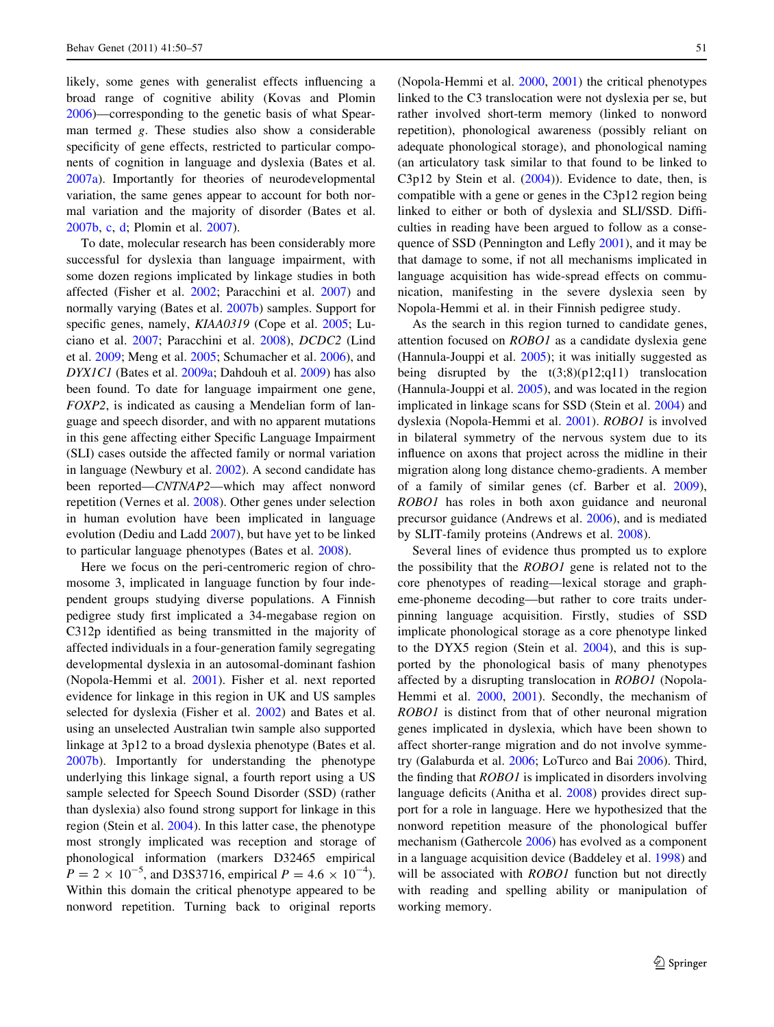likely, some genes with generalist effects influencing a broad range of cognitive ability (Kovas and Plomin 2006)—corresponding to the genetic basis of what Spearman termed *g*. These studies also show a considerable specificity of gene effects, restricted to particular components of cognition in language and dyslexia (Bates et al. 2007a). Importantly for theories of neurodevelopmental variation, the same genes appear to account for both normal variation and the majority of disorder (Bates et al. 2007b, c, d; Plomin et al. 2007).

To date, molecular research has been considerably more successful for dyslexia than language impairment, with some dozen regions implicated by linkage studies in both affected (Fisher et al. 2002; Paracchini et al. 2007) and normally varying (Bates et al. 2007b) samples. Support for specific genes, namely, *KIAA0319* (Cope et al. 2005; Luciano et al. 2007; Paracchini et al. 2008), *DCDC2* (Lind et al. 2009; Meng et al. 2005; Schumacher et al. 2006), and *DYX1C1* (Bates et al. 2009a; Dahdouh et al. 2009) has also been found. To date for language impairment one gene, *FOXP2*, is indicated as causing a Mendelian form of language and speech disorder, and with no apparent mutations in this gene affecting either Specific Language Impairment (SLI) cases outside the affected family or normal variation in language (Newbury et al. 2002). A second candidate has been reported—*CNTNAP2*—which may affect nonword repetition (Vernes et al. 2008). Other genes under selection in human evolution have been implicated in language evolution (Dediu and Ladd 2007), but have yet to be linked to particular language phenotypes (Bates et al. 2008).

Here we focus on the peri-centromeric region of chromosome 3, implicated in language function by four independent groups studying diverse populations. A Finnish pedigree study first implicated a 34-megabase region on C312p identified as being transmitted in the majority of affected individuals in a four-generation family segregating developmental dyslexia in an autosomal-dominant fashion (Nopola-Hemmi et al. 2001). Fisher et al. next reported evidence for linkage in this region in UK and US samples selected for dyslexia (Fisher et al. 2002) and Bates et al. using an unselected Australian twin sample also supported linkage at 3p12 to a broad dyslexia phenotype (Bates et al. 2007b). Importantly for understanding the phenotype underlying this linkage signal, a fourth report using a US sample selected for Speech Sound Disorder (SSD) (rather than dyslexia) also found strong support for linkage in this region (Stein et al. 2004). In this latter case, the phenotype most strongly implicated was reception and storage of phonological information (markers D32465 empirical $P = 2 \times 10^{-5}$, and D3S3716, empirical $P = 4.6 \times 10^{-4}$). Within this domain the critical phenotype appeared to be nonword repetition. Turning back to original reports (Nopola-Hemmi et al. 2000, 2001) the critical phenotypes linked to the C3 translocation were not dyslexia per se, but rather involved short-term memory (linked to nonword repetition), phonological awareness (possibly reliant on adequate phonological storage), and phonological naming (an articulatory task similar to that found to be linked to C3p12 by Stein et al. (2004)). Evidence to date, then, is compatible with a gene or genes in the C3p12 region being linked to either or both of dyslexia and SLI/SSD. Difficulties in reading have been argued to follow as a consequence of SSD (Pennington and Lefly 2001), and it may be that damage to some, if not all mechanisms implicated in language acquisition has wide-spread effects on communication, manifesting in the severe dyslexia seen by Nopola-Hemmi et al. in their Finnish pedigree study.

As the search in this region turned to candidate genes, attention focused on *ROBO1* as a candidate dyslexia gene (Hannula-Jouppi et al. 2005); it was initially suggested as being disrupted by the t(3;8)(p12;q11) translocation (Hannula-Jouppi et al. 2005), and was located in the region implicated in linkage scans for SSD (Stein et al. 2004) and dyslexia (Nopola-Hemmi et al. 2001). *ROBO1* is involved in bilateral symmetry of the nervous system due to its influence on axons that project across the midline in their migration along long distance chemo-gradients. A member of a family of similar genes (cf. Barber et al. 2009), *ROBO1* has roles in both axon guidance and neuronal precursor guidance (Andrews et al. 2006), and is mediated by SLIT-family proteins (Andrews et al. 2008).

Several lines of evidence thus prompted us to explore the possibility that the *ROBO1* gene is related not to the core phenotypes of reading—lexical storage and grapheme-phoneme decoding—but rather to core traits underpinning language acquisition. Firstly, studies of SSD implicate phonological storage as a core phenotype linked to the DYX5 region (Stein et al. 2004), and this is supported by the phonological basis of many phenotypes affected by a disrupting translocation in *ROBO1* (Nopola-Hemmi et al. 2000, 2001). Secondly, the mechanism of *ROBO1* is distinct from that of other neuronal migration genes implicated in dyslexia, which have been shown to affect shorter-range migration and do not involve symmetry (Galaburda et al. 2006; LoTurco and Bai 2006). Third, the finding that *ROBO1* is implicated in disorders involving language deficits (Anitha et al. 2008) provides direct support for a role in language. Here we hypothesized that the nonword repetition measure of the phonological buffer mechanism (Gathercole 2006) has evolved as a component in a language acquisition device (Baddeley et al. 1998) and will be associated with *ROBO1* function but not directly with reading and spelling ability or manipulation of working memory.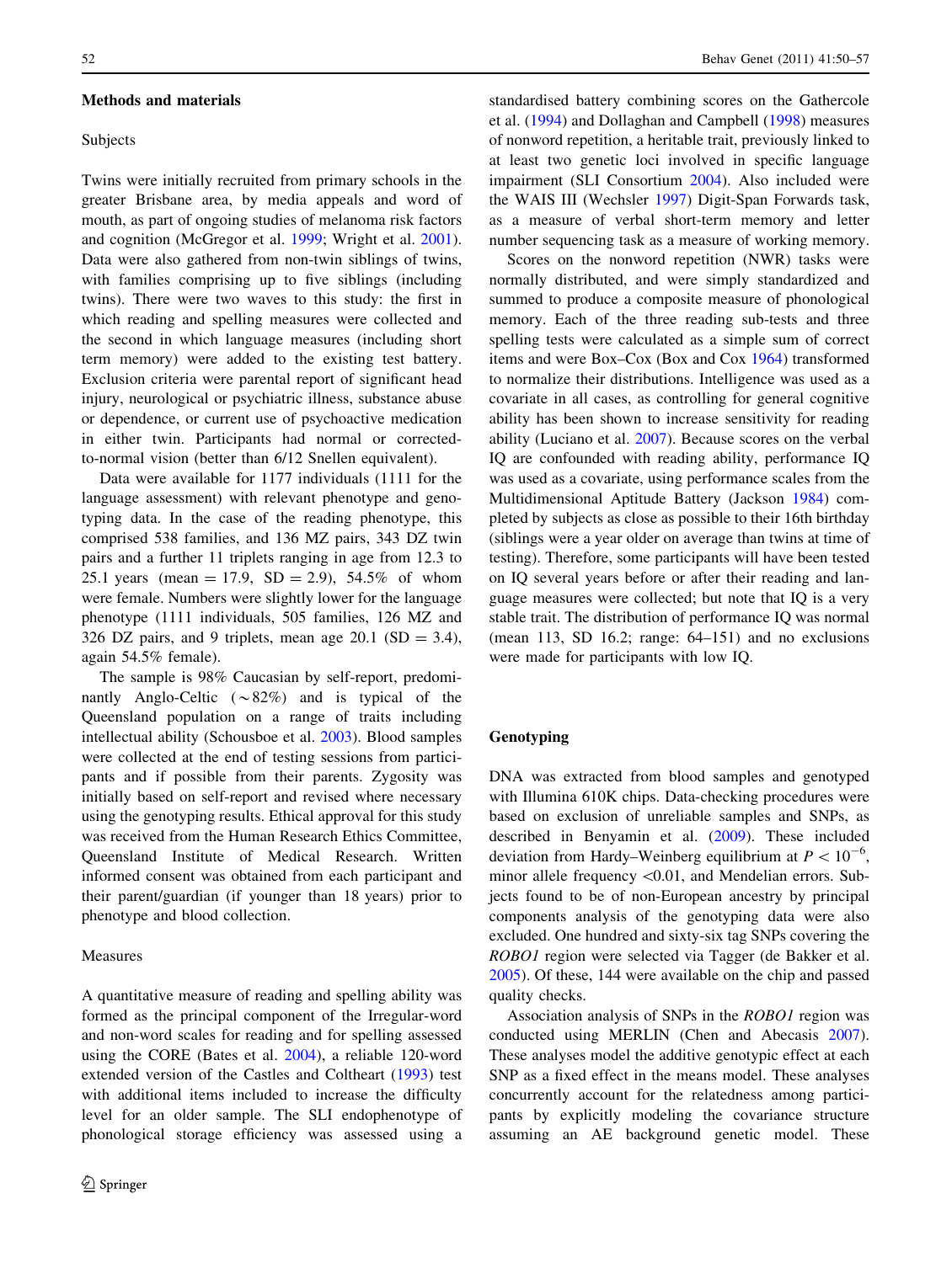## Methods and materials

### Subjects

Twins were initially recruited from primary schools in the greater Brisbane area, by media appeals and word of mouth, as part of ongoing studies of melanoma risk factors and cognition (McGregor et al. 1999; Wright et al. 2001). Data were also gathered from non-twin siblings of twins, with families comprising up to five siblings (including twins). There were two waves to this study: the first in which reading and spelling measures were collected and the second in which language measures (including short term memory) were added to the existing test battery. Exclusion criteria were parental report of significant head injury, neurological or psychiatric illness, substance abuse or dependence, or current use of psychoactive medication in either twin. Participants had normal or corrected-to-normal vision (better than 6/12 Snellen equivalent).

Data were available for 1177 individuals (1111 for the language assessment) with relevant phenotype and genotyping data. In the case of the reading phenotype, this comprised 538 families, and 136 MZ pairs, 343 DZ twin pairs and a further 11 triplets ranging in age from 12.3 to 25.1 years (mean = 17.9, SD = 2.9), 54.5% of whom were female. Numbers were slightly lower for the language phenotype (1111 individuals, 505 families, 126 MZ and 326 DZ pairs, and 9 triplets, mean age 20.1 (SD = 3.4), again 54.5% female).

The sample is 98% Caucasian by self-report, predominantly Anglo-Celtic (~82%) and is typical of the Queensland population on a range of traits including intellectual ability (Schousboe et al. 2003). Blood samples were collected at the end of testing sessions from participants and if possible from their parents. Zygosity was initially based on self-report and revised where necessary using the genotyping results. Ethical approval for this study was received from the Human Research Ethics Committee, Queensland Institute of Medical Research. Written informed consent was obtained from each participant and their parent/guardian (if younger than 18 years) prior to phenotype and blood collection.

### Measures

A quantitative measure of reading and spelling ability was formed as the principal component of the Irregular-word and non-word scales for reading and for spelling assessed using the CORE (Bates et al. 2004), a reliable 120-word extended version of the Castles and Coltheart (1993) test with additional items included to increase the difficulty level for an older sample. The SLI endophenotype of phonological storage efficiency was assessed using a standardised battery combining scores on the Gathercole et al. (1994) and Dollaghan and Campbell (1998) measures of nonword repetition, a heritable trait, previously linked to at least two genetic loci involved in specific language impairment (SLI Consortium 2004). Also included were the WAIS III (Wechsler 1997) Digit-Span Forwards task, as a measure of verbal short-term memory and letter number sequencing task as a measure of working memory.

Scores on the nonword repetition (NWR) tasks were normally distributed, and were simply standardized and summed to produce a composite measure of phonological memory. Each of the three reading sub-tests and three spelling tests were calculated as a simple sum of correct items and were Box–Cox (Box and Cox 1964) transformed to normalize their distributions. Intelligence was used as a covariate in all cases, as controlling for general cognitive ability has been shown to increase sensitivity for reading ability (Luciano et al. 2007). Because scores on the verbal IQ are confounded with reading ability, performance IQ was used as a covariate, using performance scales from the Multidimensional Aptitude Battery (Jackson 1984) completed by subjects as close as possible to their 16th birthday (siblings were a year older on average than twins at time of testing). Therefore, some participants will have been tested on IQ several years before or after their reading and language measures were collected; but note that IQ is a very stable trait. The distribution of performance IQ was normal (mean 113, SD 16.2; range: 64–151) and no exclusions were made for participants with low IQ.

## Genotyping

DNA was extracted from blood samples and genotyped with Illumina 610K chips. Data-checking procedures were based on exclusion of unreliable samples and SNPs, as described in Benyamin et al. (2009). These included deviation from Hardy–Weinberg equilibrium at $P < 10^{-6}$, minor allele frequency <0.01, and Mendelian errors. Subjects found to be of non-European ancestry by principal components analysis of the genotyping data were also excluded. One hundred and sixty-six tag SNPs covering the *ROBO1* region were selected via Tagger (de Bakker et al. 2005). Of these, 144 were available on the chip and passed quality checks.

Association analysis of SNPs in the *ROBO1* region was conducted using MERLIN (Chen and Abecasis 2007). These analyses model the additive genotypic effect at each SNP as a fixed effect in the means model. These analyses concurrently account for the relatedness among participants by explicitly modeling the covariance structure assuming an AE background genetic model. These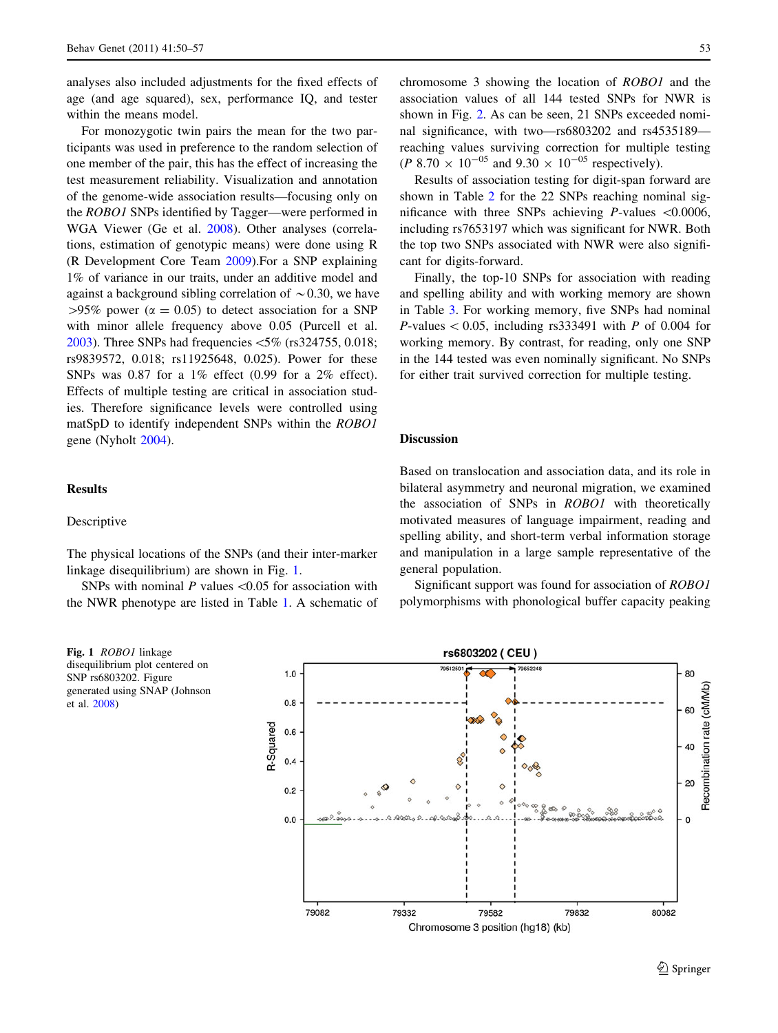analyses also included adjustments for the fixed effects of age (and age squared), sex, performance IQ, and tester within the means model.

For monozygotic twin pairs the mean for the two participants was used in preference to the random selection of one member of the pair, this has the effect of increasing the test measurement reliability. Visualization and annotation of the genome-wide association results—focusing only on the *ROBO1* SNPs identified by Tagger—were performed in WGA Viewer (Ge et al. 2008). Other analyses (correlations, estimation of genotypic means) were done using R (R Development Core Team 2009).For a SNP explaining 1% of variance in our traits, under an additive model and against a background sibling correlation of $\sim$0.30, we have >95% power ($\alpha = 0.05$) to detect association for a SNP with minor allele frequency above 0.05 (Purcell et al. 2003). Three SNPs had frequencies <5% (rs324755, 0.018; rs9839572, 0.018; rs11925648, 0.025). Power for these SNPs was 0.87 for a 1% effect (0.99 for a 2% effect). Effects of multiple testing are critical in association studies. Therefore significance levels were controlled using matSpD to identify independent SNPs within the *ROBO1* gene (Nyholt 2004).

## Results

### Descriptive

The physical locations of the SNPs (and their inter-marker linkage disequilibrium) are shown in Fig. 1.

SNPs with nominal *P* values <0.05 for association with the NWR phenotype are listed in Table 1. A schematic of chromosome 3 showing the location of *ROBO1* and the association values of all 144 tested SNPs for NWR is shown in Fig. 2. As can be seen, 21 SNPs exceeded nominal significance, with two—rs6803202 and rs4535189—reaching values surviving correction for multiple testing ($P$ 8.70 $\times$ $10^{-05}$ and 9.30 $\times$ $10^{-05}$ respectively).

Results of association testing for digit-span forward are shown in Table 2 for the 22 SNPs reaching nominal significance with three SNPs achieving *P*-values <0.0006, including rs7653197 which was significant for NWR. Both the top two SNPs associated with NWR were also significant for digits-forward.

Finally, the top-10 SNPs for association with reading and spelling ability and with working memory are shown in Table 3. For working memory, five SNPs had nominal *P*-values < 0.05, including rs333491 with *P* of 0.004 for working memory. By contrast, for reading, only one SNP in the 144 tested was even nominally significant. No SNPs for either trait survived correction for multiple testing.

## Discussion

Based on translocation and association data, and its role in bilateral asymmetry and neuronal migration, we examined the association of SNPs in *ROBO1* with theoretically motivated measures of language impairment, reading and spelling ability, and short-term verbal information storage and manipulation in a large sample representative of the general population.

Significant support was found for association of *ROBO1* polymorphisms with phonological buffer capacity peaking

**Fig. 1** *ROBO1* linkage disequilibrium plot centered on SNP rs6803202. Figure generated using SNAP (Johnson et al. 2008)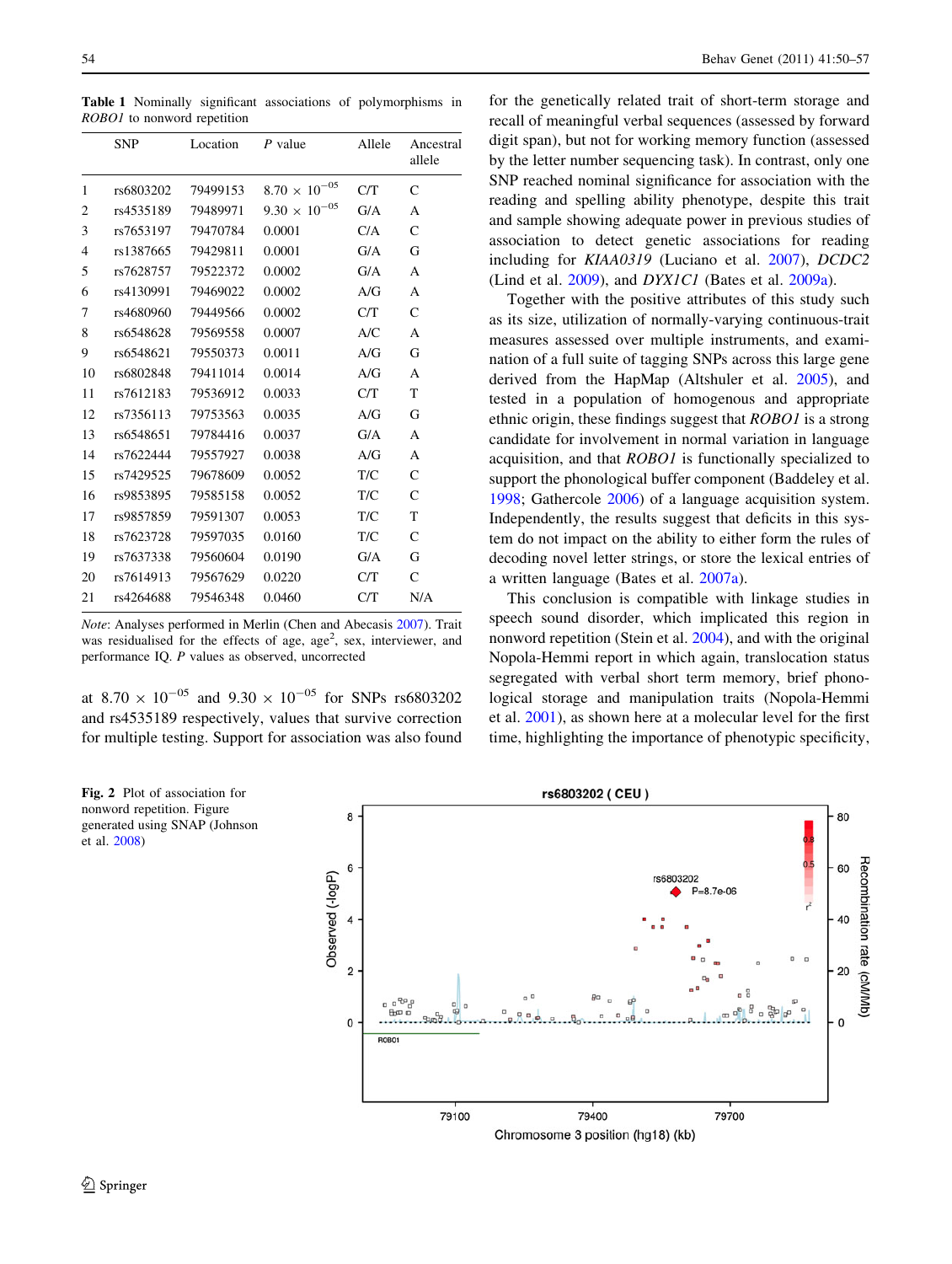**Table 1** Nominally significant associations of polymorphisms in *ROBO1* to nonword repetition

| | SNP | Location | *P* value | Allele | Ancestral allele |
|---|---|---|---|---|---|
| 1 | rs6803202 | 79499153 | $8.70 \times 10^{-05}$ | C/T | C |
| 2 | rs4535189 | 79489971 | $9.30 \times 10^{-05}$ | G/A | A |
| 3 | rs7653197 | 79470784 | 0.0001 | C/A | C |
| 4 | rs1387665 | 79429811 | 0.0001 | G/A | G |
| 5 | rs7628757 | 79522372 | 0.0002 | G/A | A |
| 6 | rs4130991 | 79469022 | 0.0002 | A/G | A |
| 7 | rs4680960 | 79449566 | 0.0002 | C/T | C |
| 8 | rs6548628 | 79569558 | 0.0007 | A/C | A |
| 9 | rs6548621 | 79550373 | 0.0011 | A/G | G |
| 10 | rs6802848 | 79411014 | 0.0014 | A/G | A |
| 11 | rs7612183 | 79536912 | 0.0033 | C/T | T |
| 12 | rs7356113 | 79753563 | 0.0035 | A/G | G |
| 13 | rs6548651 | 79784416 | 0.0037 | G/A | A |
| 14 | rs7622444 | 79557927 | 0.0038 | A/G | A |
| 15 | rs7429525 | 79678609 | 0.0052 | T/C | C |
| 16 | rs9853895 | 79585158 | 0.0052 | T/C | C |
| 17 | rs9857859 | 79591307 | 0.0053 | T/C | T |
| 18 | rs7623728 | 79597035 | 0.0160 | T/C | C |
| 19 | rs7637338 | 79560604 | 0.0190 | G/A | G |
| 20 | rs7614913 | 79567629 | 0.0220 | C/T | C |
| 21 | rs4264688 | 79546348 | 0.0460 | C/T | N/A |

*Note*: Analyses performed in Merlin (Chen and Abecasis 2007). Trait was residualised for the effects of age, age$^2$, sex, interviewer, and performance IQ. *P* values as observed, uncorrected

at $8.70 \times 10^{-05}$ and $9.30 \times 10^{-05}$ for SNPs rs6803202 and rs4535189 respectively, values that survive correction for multiple testing. Support for association was also found for the genetically related trait of short-term storage and recall of meaningful verbal sequences (assessed by forward digit span), but not for working memory function (assessed by the letter number sequencing task). In contrast, only one SNP reached nominal significance for association with the reading and spelling ability phenotype, despite this trait and sample showing adequate power in previous studies of association to detect genetic associations for reading including for *KIAA0319* (Luciano et al. 2007), *DCDC2* (Lind et al. 2009), and *DYX1C1* (Bates et al. 2009a).

Together with the positive attributes of this study such as its size, utilization of normally-varying continuous-trait measures assessed over multiple instruments, and examination of a full suite of tagging SNPs across this large gene derived from the HapMap (Altshuler et al. 2005), and tested in a population of homogenous and appropriate ethnic origin, these findings suggest that *ROBO1* is a strong candidate for involvement in normal variation in language acquisition, and that *ROBO1* is functionally specialized to support the phonological buffer component (Baddeley et al. 1998; Gathercole 2006) of a language acquisition system. Independently, the results suggest that deficits in this system do not impact on the ability to either form the rules of decoding novel letter strings, or store the lexical entries of a written language (Bates et al. 2007a).

This conclusion is compatible with linkage studies in speech sound disorder, which implicated this region in nonword repetition (Stein et al. 2004), and with the original Nopola-Hemmi report in which again, translocation status segregated with verbal short term memory, brief phonological storage and manipulation traits (Nopola-Hemmi et al. 2001), as shown here at a molecular level for the first time, highlighting the importance of phenotypic specificity,

**Fig. 2** Plot of association for nonword repetition. Figure generated using SNAP (Johnson et al. 2008)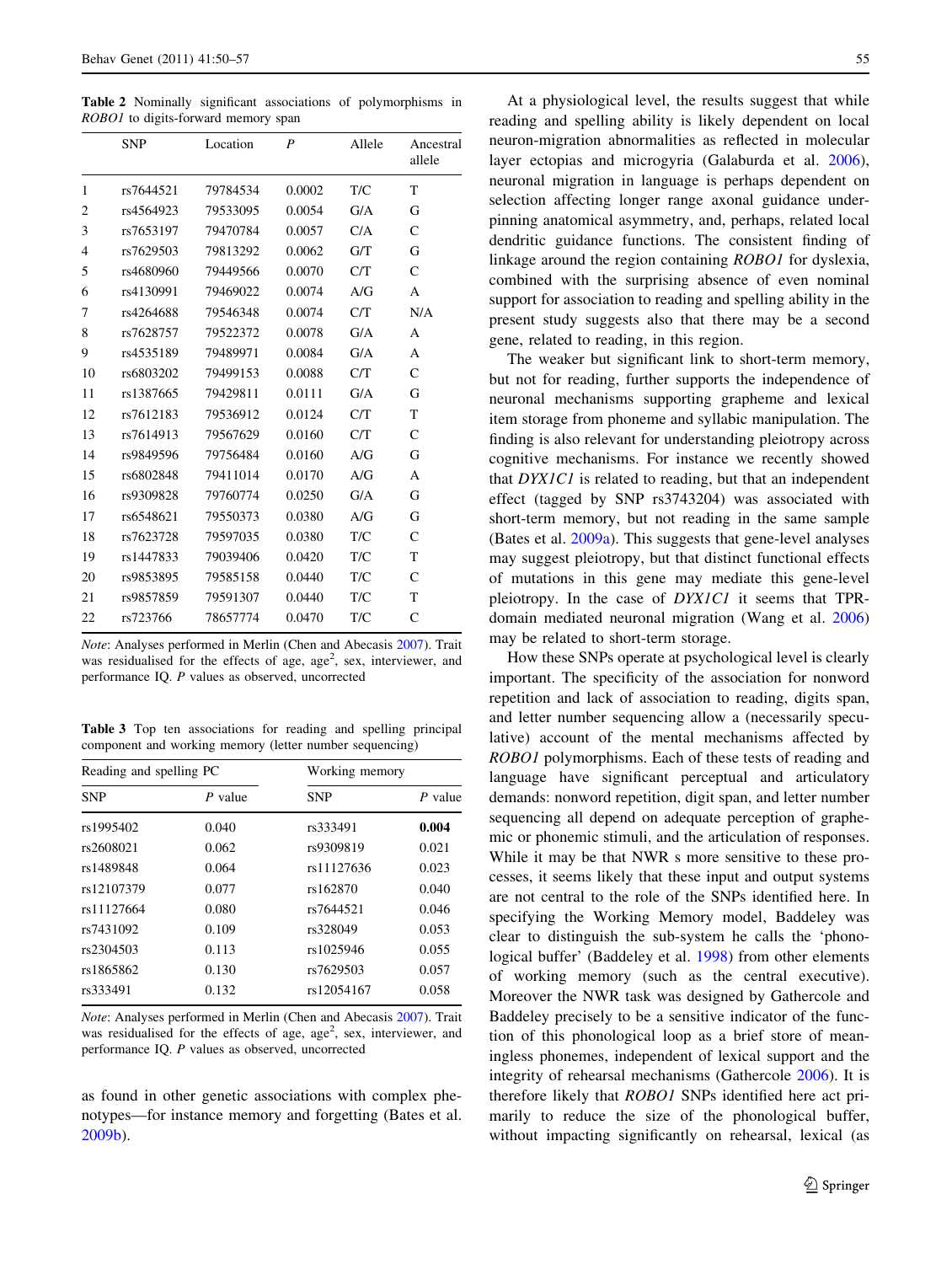**Table 2** Nominally significant associations of polymorphisms in *ROBO1* to digits-forward memory span

| | SNP | Location | *P* | Allele | Ancestral allele |
|---|---|---|---|---|---|
| 1 | rs7644521 | 79784534 | 0.0002 | T/C | T |
| 2 | rs4564923 | 79533095 | 0.0054 | G/A | G |
| 3 | rs7653197 | 79470784 | 0.0057 | C/A | C |
| 4 | rs7629503 | 79813292 | 0.0062 | G/T | G |
| 5 | rs4680960 | 79449566 | 0.0070 | C/T | C |
| 6 | rs4130991 | 79469022 | 0.0074 | A/G | A |
| 7 | rs4264688 | 79546348 | 0.0074 | C/T | N/A |
| 8 | rs7628757 | 79522372 | 0.0078 | G/A | A |
| 9 | rs4535189 | 79489971 | 0.0084 | G/A | A |
| 10 | rs6803202 | 79499153 | 0.0088 | C/T | C |
| 11 | rs1387665 | 79429811 | 0.0111 | G/A | G |
| 12 | rs7612183 | 79536912 | 0.0124 | C/T | T |
| 13 | rs7614913 | 79567629 | 0.0160 | C/T | C |
| 14 | rs9849596 | 79756484 | 0.0160 | A/G | G |
| 15 | rs6802848 | 79411014 | 0.0170 | A/G | A |
| 16 | rs9309828 | 79760774 | 0.0250 | G/A | G |
| 17 | rs6548621 | 79550373 | 0.0380 | A/G | G |
| 18 | rs7623728 | 79597035 | 0.0380 | T/C | C |
| 19 | rs1447833 | 79039406 | 0.0420 | T/C | T |
| 20 | rs9853895 | 79585158 | 0.0440 | T/C | C |
| 21 | rs9857859 | 79591307 | 0.0440 | T/C | T |
| 22 | rs723766 | 78657774 | 0.0470 | T/C | C |

*Note*: Analyses performed in Merlin (Chen and Abecasis 2007). Trait was residualised for the effects of age, age$^2$, sex, interviewer, and performance IQ. *P* values as observed, uncorrected

**Table 3** Top ten associations for reading and spelling principal component and working memory (letter number sequencing)

| Reading and spelling PC | | Working memory | |
|---|---|---|---|
| SNP | *P* value | SNP | *P* value |
| rs1995402 | 0.040 | rs333491 | **0.004** |
| rs2608021 | 0.062 | rs9309819 | 0.021 |
| rs1489848 | 0.064 | rs11127636 | 0.023 |
| rs12107379 | 0.077 | rs162870 | 0.040 |
| rs11127664 | 0.080 | rs7644521 | 0.046 |
| rs7431092 | 0.109 | rs328049 | 0.053 |
| rs2304503 | 0.113 | rs1025946 | 0.055 |
| rs1865862 | 0.130 | rs7629503 | 0.057 |
| rs333491 | 0.132 | rs12054167 | 0.058 |

*Note*: Analyses performed in Merlin (Chen and Abecasis 2007). Trait was residualised for the effects of age, age$^2$, sex, interviewer, and performance IQ. *P* values as observed, uncorrected

as found in other genetic associations with complex phenotypes—for instance memory and forgetting (Bates et al. 2009b).

At a physiological level, the results suggest that while reading and spelling ability is likely dependent on local neuron-migration abnormalities as reflected in molecular layer ectopias and microgyria (Galaburda et al. 2006), neuronal migration in language is perhaps dependent on selection affecting longer range axonal guidance underpinning anatomical asymmetry, and, perhaps, related local dendritic guidance functions. The consistent finding of linkage around the region containing *ROBO1* for dyslexia, combined with the surprising absence of even nominal support for association to reading and spelling ability in the present study suggests also that there may be a second gene, related to reading, in this region.

The weaker but significant link to short-term memory, but not for reading, further supports the independence of neuronal mechanisms supporting grapheme and lexical item storage from phoneme and syllabic manipulation. The finding is also relevant for understanding pleiotropy across cognitive mechanisms. For instance we recently showed that *DYX1C1* is related to reading, but that an independent effect (tagged by SNP rs3743204) was associated with short-term memory, but not reading in the same sample (Bates et al. 2009a). This suggests that gene-level analyses may suggest pleiotropy, but that distinct functional effects of mutations in this gene may mediate this gene-level pleiotropy. In the case of *DYX1C1* it seems that TPR-domain mediated neuronal migration (Wang et al. 2006) may be related to short-term storage.

How these SNPs operate at psychological level is clearly important. The specificity of the association for nonword repetition and lack of association to reading, digits span, and letter number sequencing allow a (necessarily speculative) account of the mental mechanisms affected by *ROBO1* polymorphisms. Each of these tests of reading and language have significant perceptual and articulatory demands: nonword repetition, digit span, and letter number sequencing all depend on adequate perception of graphemic or phonemic stimuli, and the articulation of responses. While it may be that NWR s more sensitive to these processes, it seems likely that these input and output systems are not central to the role of the SNPs identified here. In specifying the Working Memory model, Baddeley was clear to distinguish the sub-system he calls the 'phonological buffer' (Baddeley et al. 1998) from other elements of working memory (such as the central executive). Moreover the NWR task was designed by Gathercole and Baddeley precisely to be a sensitive indicator of the function of this phonological loop as a brief store of meaningless phonemes, independent of lexical support and the integrity of rehearsal mechanisms (Gathercole 2006). It is therefore likely that *ROBO1* SNPs identified here act primarily to reduce the size of the phonological buffer, without impacting significantly on rehearsal, lexical (as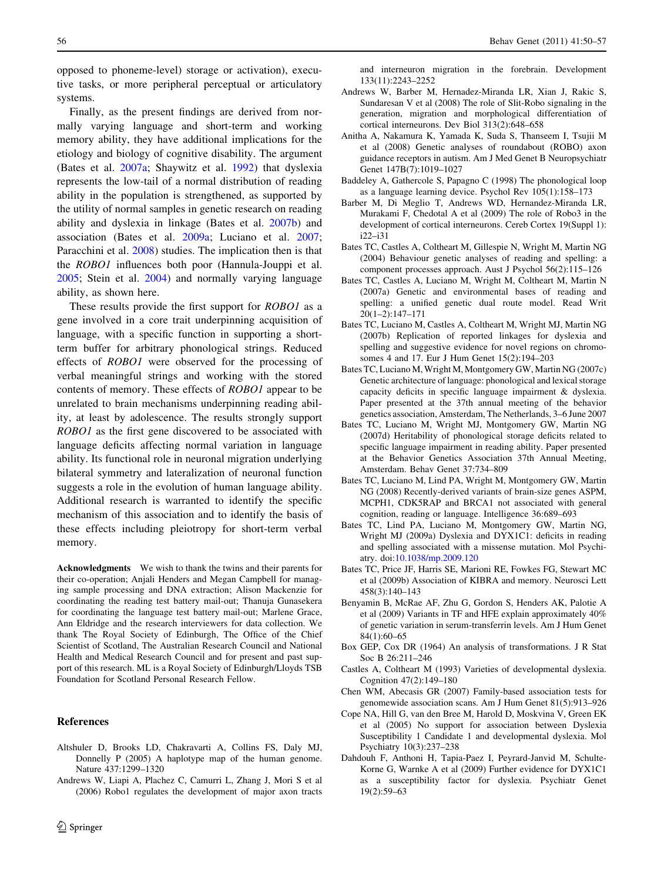opposed to phoneme-level) storage or activation), executive tasks, or more peripheral perceptual or articulatory systems.

Finally, as the present findings are derived from normally varying language and short-term and working memory ability, they have additional implications for the etiology and biology of cognitive disability. The argument (Bates et al. 2007a; Shaywitz et al. 1992) that dyslexia represents the low-tail of a normal distribution of reading ability in the population is strengthened, as supported by the utility of normal samples in genetic research on reading ability and dyslexia in linkage (Bates et al. 2007b) and association (Bates et al. 2009a; Luciano et al. 2007; Paracchini et al. 2008) studies. The implication then is that the *ROBO1* influences both poor (Hannula-Jouppi et al. 2005; Stein et al. 2004) and normally varying language ability, as shown here.

These results provide the first support for *ROBO1* as a gene involved in a core trait underpinning acquisition of language, with a specific function in supporting a short-term buffer for arbitrary phonological strings. Reduced effects of *ROBO1* were observed for the processing of verbal meaningful strings and working with the stored contents of memory. These effects of *ROBO1* appear to be unrelated to brain mechanisms underpinning reading ability, at least by adolescence. The results strongly support *ROBO1* as the first gene discovered to be associated with language deficits affecting normal variation in language ability. Its functional role in neuronal migration underlying bilateral symmetry and lateralization of neuronal function suggests a role in the evolution of human language ability. Additional research is warranted to identify the specific mechanism of this association and to identify the basis of these effects including pleiotropy for short-term verbal memory.

**Acknowledgments** We wish to thank the twins and their parents for their co-operation; Anjali Henders and Megan Campbell for managing sample processing and DNA extraction; Alison Mackenzie for coordinating the reading test battery mail-out; Thanuja Gunasekera for coordinating the language test battery mail-out; Marlene Grace, Ann Eldridge and the research interviewers for data collection. We thank The Royal Society of Edinburgh, The Office of the Chief Scientist of Scotland, The Australian Research Council and National Health and Medical Research Council and for present and past support of this research. ML is a Royal Society of Edinburgh/Lloyds TSB Foundation for Scotland Personal Research Fellow.

## References

Altshuler D, Brooks LD, Chakravarti A, Collins FS, Daly MJ, Donnelly P (2005) A haplotype map of the human genome. Nature 437:1299–1320

Andrews W, Liapi A, Plachez C, Camurri L, Zhang J, Mori S et al (2006) Robo1 regulates the development of major axon tracts and interneuron migration in the forebrain. Development 133(11):2243–2252

Andrews W, Barber M, Hernadez-Miranda LR, Xian J, Rakic S, Sundaresan V et al (2008) The role of Slit-Robo signaling in the generation, migration and morphological differentiation of cortical interneurons. Dev Biol 313(2):648–658

Anitha A, Nakamura K, Yamada K, Suda S, Thanseem I, Tsujii M et al (2008) Genetic analyses of roundabout (ROBO) axon guidance receptors in autism. Am J Med Genet B Neuropsychiatr Genet 147B(7):1019–1027

Baddeley A, Gathercole S, Papagno C (1998) The phonological loop as a language learning device. Psychol Rev 105(1):158–173

Barber M, Di Meglio T, Andrews WD, Hernandez-Miranda LR, Murakami F, Chedotal A et al (2009) The role of Robo3 in the development of cortical interneurons. Cereb Cortex 19(Suppl 1): i22–i31

Bates TC, Castles A, Coltheart M, Gillespie N, Wright M, Martin NG (2004) Behaviour genetic analyses of reading and spelling: a component processes approach. Aust J Psychol 56(2):115–126

Bates TC, Castles A, Luciano M, Wright M, Coltheart M, Martin N (2007a) Genetic and environmental bases of reading and spelling: a unified genetic dual route model. Read Writ 20(1–2):147–171

Bates TC, Luciano M, Castles A, Coltheart M, Wright MJ, Martin NG (2007b) Replication of reported linkages for dyslexia and spelling and suggestive evidence for novel regions on chromosomes 4 and 17. Eur J Hum Genet 15(2):194–203

Bates TC, Luciano M, Wright M, Montgomery GW, Martin NG (2007c) Genetic architecture of language: phonological and lexical storage capacity deficits in specific language impairment & dyslexia. Paper presented at the 37th annual meeting of the behavior genetics association, Amsterdam, The Netherlands, 3–6 June 2007

Bates TC, Luciano M, Wright MJ, Montgomery GW, Martin NG (2007d) Heritability of phonological storage deficits related to specific language impairment in reading ability. Paper presented at the Behavior Genetics Association 37th Annual Meeting, Amsterdam. Behav Genet 37:734–809

Bates TC, Luciano M, Lind PA, Wright M, Montgomery GW, Martin NG (2008) Recently-derived variants of brain-size genes ASPM, MCPH1, CDK5RAP and BRCA1 not associated with general cognition, reading or language. Intelligence 36:689–693

Bates TC, Lind PA, Luciano M, Montgomery GW, Martin NG, Wright MJ (2009a) Dyslexia and DYX1C1: deficits in reading and spelling associated with a missense mutation. Mol Psychiatry. doi:10.1038/mp.2009.120

Bates TC, Price JF, Harris SE, Marioni RE, Fowkes FG, Stewart MC et al (2009b) Association of KIBRA and memory. Neurosci Lett 458(3):140–143

Benyamin B, McRae AF, Zhu G, Gordon S, Henders AK, Palotie A et al (2009) Variants in TF and HFE explain approximately 40% of genetic variation in serum-transferrin levels. Am J Hum Genet 84(1):60–65

Box GEP, Cox DR (1964) An analysis of transformations. J R Stat Soc B 26:211–246

Castles A, Coltheart M (1993) Varieties of developmental dyslexia. Cognition 47(2):149–180

Chen WM, Abecasis GR (2007) Family-based association tests for genomewide association scans. Am J Hum Genet 81(5):913–926

Cope NA, Hill G, van den Bree M, Harold D, Moskvina V, Green EK et al (2005) No support for association between Dyslexia Susceptibility 1 Candidate 1 and developmental dyslexia. Mol Psychiatry 10(3):237–238

Dahdouh F, Anthoni H, Tapia-Paez I, Peyrard-Janvid M, Schulte-Korne G, Warnke A et al (2009) Further evidence for DYX1C1 as a susceptibility factor for dyslexia. Psychiatr Genet 19(2):59–63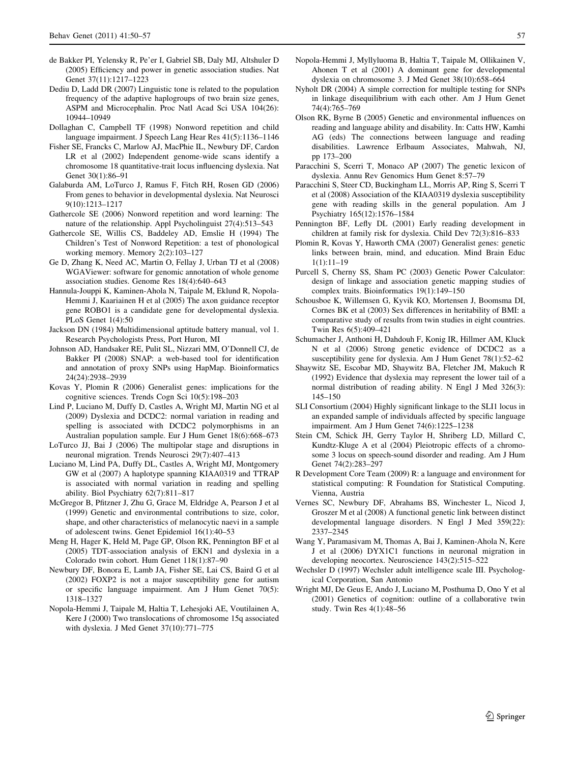de Bakker PI, Yelensky R, Pe'er I, Gabriel SB, Daly MJ, Altshuler D (2005) Efficiency and power in genetic association studies. Nat Genet 37(11):1217–1223

Dediu D, Ladd DR (2007) Linguistic tone is related to the population frequency of the adaptive haplogroups of two brain size genes, ASPM and Microcephalin. Proc Natl Acad Sci USA 104(26): 10944–10949

Dollaghan C, Campbell TF (1998) Nonword repetition and child language impairment. J Speech Lang Hear Res 41(5):1136–1146

Fisher SE, Francks C, Marlow AJ, MacPhie IL, Newbury DF, Cardon LR et al (2002) Independent genome-wide scans identify a chromosome 18 quantitative-trait locus influencing dyslexia. Nat Genet 30(1):86–91

Galaburda AM, LoTurco J, Ramus F, Fitch RH, Rosen GD (2006) From genes to behavior in developmental dyslexia. Nat Neurosci 9(10):1213–1217

Gathercole SE (2006) Nonword repetition and word learning: The nature of the relationship. Appl Psycholinguist 27(4):513–543

Gathercole SE, Willis CS, Baddeley AD, Emslie H (1994) The Children's Test of Nonword Repetition: a test of phonological working memory. Memory 2(2):103–127

Ge D, Zhang K, Need AC, Martin O, Fellay J, Urban TJ et al (2008) WGAViewer: software for genomic annotation of whole genome association studies. Genome Res 18(4):640–643

Hannula-Jouppi K, Kaminen-Ahola N, Taipale M, Eklund R, Nopola-Hemmi J, Kaariainen H et al (2005) The axon guidance receptor gene ROBO1 is a candidate gene for developmental dyslexia. PLoS Genet 1(4):50

Jackson DN (1984) Multidimensional aptitude battery manual, vol 1. Research Psychologists Press, Port Huron, MI

Johnson AD, Handsaker RE, Pulit SL, Nizzari MM, O'Donnell CJ, de Bakker PI (2008) SNAP: a web-based tool for identification and annotation of proxy SNPs using HapMap. Bioinformatics 24(24):2938–2939

Kovas Y, Plomin R (2006) Generalist genes: implications for the cognitive sciences. Trends Cogn Sci 10(5):198–203

Lind P, Luciano M, Duffy D, Castles A, Wright MJ, Martin NG et al (2009) Dyslexia and DCDC2: normal variation in reading and spelling is associated with DCDC2 polymorphisms in an Australian population sample. Eur J Hum Genet 18(6):668–673

LoTurco JJ, Bai J (2006) The multipolar stage and disruptions in neuronal migration. Trends Neurosci 29(7):407–413

Luciano M, Lind PA, Duffy DL, Castles A, Wright MJ, Montgomery GW et al (2007) A haplotype spanning KIAA0319 and TTRAP is associated with normal variation in reading and spelling ability. Biol Psychiatry 62(7):811–817

McGregor B, Pfitzner J, Zhu G, Grace M, Eldridge A, Pearson J et al (1999) Genetic and environmental contributions to size, color, shape, and other characteristics of melanocytic naevi in a sample of adolescent twins. Genet Epidemiol 16(1):40–53

Meng H, Hager K, Held M, Page GP, Olson RK, Pennington BF et al (2005) TDT-association analysis of EKN1 and dyslexia in a Colorado twin cohort. Hum Genet 118(1):87–90

Newbury DF, Bonora E, Lamb JA, Fisher SE, Lai CS, Baird G et al (2002) FOXP2 is not a major susceptibility gene for autism or specific language impairment. Am J Hum Genet 70(5): 1318–1327

Nopola-Hemmi J, Taipale M, Haltia T, Lehesjoki AE, Voutilainen A, Kere J (2000) Two translocations of chromosome 15q associated with dyslexia. J Med Genet 37(10):771–775

Nopola-Hemmi J, Myllyluoma B, Haltia T, Taipale M, Ollikainen V, Ahonen T et al (2001) A dominant gene for developmental dyslexia on chromosome 3. J Med Genet 38(10):658–664

Nyholt DR (2004) A simple correction for multiple testing for SNPs in linkage disequilibrium with each other. Am J Hum Genet 74(4):765–769

Olson RK, Byrne B (2005) Genetic and environmental influences on reading and language ability and disability. In: Catts HW, Kamhi AG (eds) The connections between language and reading disabilities. Lawrence Erlbaum Associates, Mahwah, NJ, pp 173–200

Paracchini S, Scerri T, Monaco AP (2007) The genetic lexicon of dyslexia. Annu Rev Genomics Hum Genet 8:57–79

Paracchini S, Steer CD, Buckingham LL, Morris AP, Ring S, Scerri T et al (2008) Association of the KIAA0319 dyslexia susceptibility gene with reading skills in the general population. Am J Psychiatry 165(12):1576–1584

Pennington BF, Lefly DL (2001) Early reading development in children at family risk for dyslexia. Child Dev 72(3):816–833

Plomin R, Kovas Y, Haworth CMA (2007) Generalist genes: genetic links between brain, mind, and education. Mind Brain Educ 1(1):11–19

Purcell S, Cherny SS, Sham PC (2003) Genetic Power Calculator: design of linkage and association genetic mapping studies of complex traits. Bioinformatics 19(1):149–150

Schousboe K, Willemsen G, Kyvik KO, Mortensen J, Boomsma DI, Cornes BK et al (2003) Sex differences in heritability of BMI: a comparative study of results from twin studies in eight countries. Twin Res 6(5):409–421

Schumacher J, Anthoni H, Dahdouh F, Konig IR, Hillmer AM, Kluck N et al (2006) Strong genetic evidence of DCDC2 as a susceptibility gene for dyslexia. Am J Hum Genet 78(1):52–62

Shaywitz SE, Escobar MD, Shaywitz BA, Fletcher JM, Makuch R (1992) Evidence that dyslexia may represent the lower tail of a normal distribution of reading ability. N Engl J Med 326(3): 145–150

SLI Consortium (2004) Highly significant linkage to the SLI1 locus in an expanded sample of individuals affected by specific language impairment. Am J Hum Genet 74(6):1225–1238

Stein CM, Schick JH, Gerry Taylor H, Shriberg LD, Millard C, Kundtz-Kluge A et al (2004) Pleiotropic effects of a chromosome 3 locus on speech-sound disorder and reading. Am J Hum Genet 74(2):283–297

R Development Core Team (2009) R: a language and environment for statistical computing: R Foundation for Statistical Computing. Vienna, Austria

Vernes SC, Newbury DF, Abrahams BS, Winchester L, Nicod J, Groszer M et al (2008) A functional genetic link between distinct developmental language disorders. N Engl J Med 359(22): 2337–2345

Wang Y, Paramasivam M, Thomas A, Bai J, Kaminen-Ahola N, Kere J et al (2006) DYX1C1 functions in neuronal migration in developing neocortex. Neuroscience 143(2):515–522

Wechsler D (1997) Wechsler adult intelligence scale III. Psychological Corporation, San Antonio

Wright MJ, De Geus E, Ando J, Luciano M, Posthuma D, Ono Y et al (2001) Genetics of cognition: outline of a collaborative twin study. Twin Res 4(1):48–56